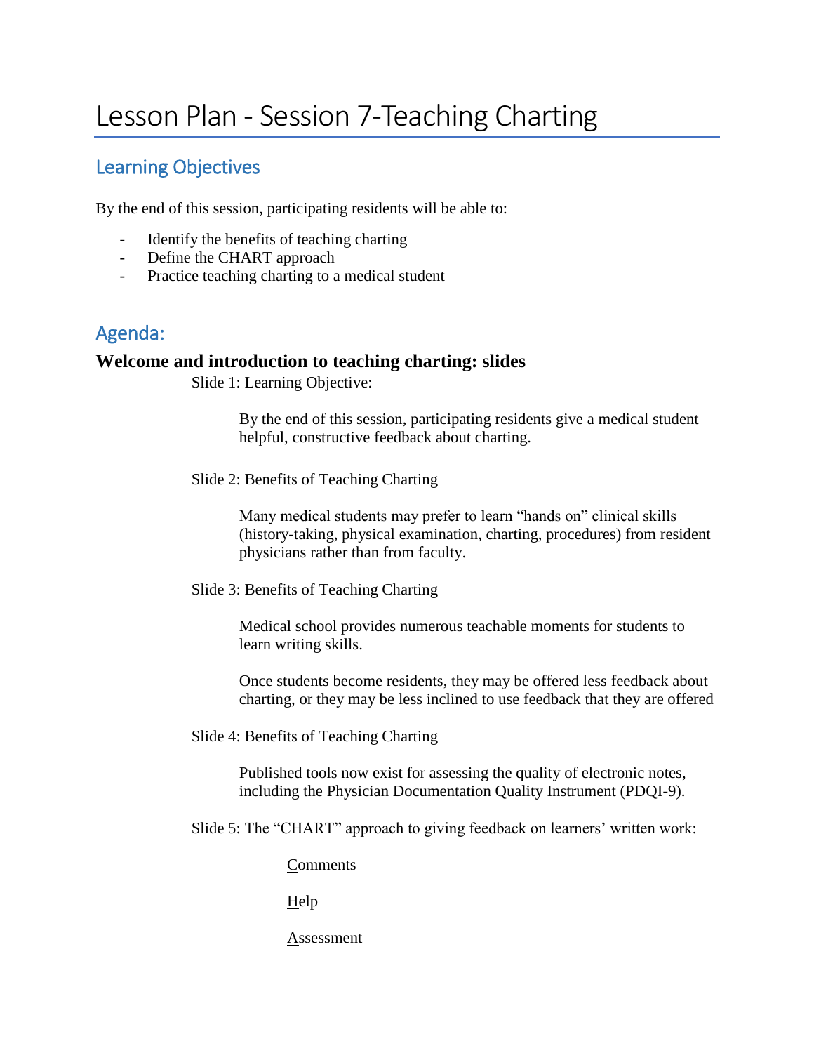# Lesson Plan - Session 7-Teaching Charting

## Learning Objectives

By the end of this session, participating residents will be able to:

- Identify the benefits of teaching charting
- Define the CHART approach
- Practice teaching charting to a medical student

## Agenda:

### Welcome and introduction to teaching charting: slides

Slide 1: Learning Objective:

By the end of this session, participating residents give a medical student helpful, constructive feedback about charting.

Slide 2: Benefits of Teaching Charting

Many medical students may prefer to learn "hands on" clinical skills (history-taking, physical examination, charting, procedures) from resident physicians rather than from faculty.

Slide 3: Benefits of Teaching Charting

Medical school provides numerous teachable moments for students to learn writing skills.

Once students become residents, they may be offered less feedback about charting, or they may be less inclined to use feedback that they are offered

Slide 4: Benefits of Teaching Charting

Published tools now exist for assessing the quality of electronic notes, including the Physician Documentation Quality Instrument (PDQI-9).

Slide 5: The "CHART" approach to giving feedback on learners' written work:

Comments

Help

Assessment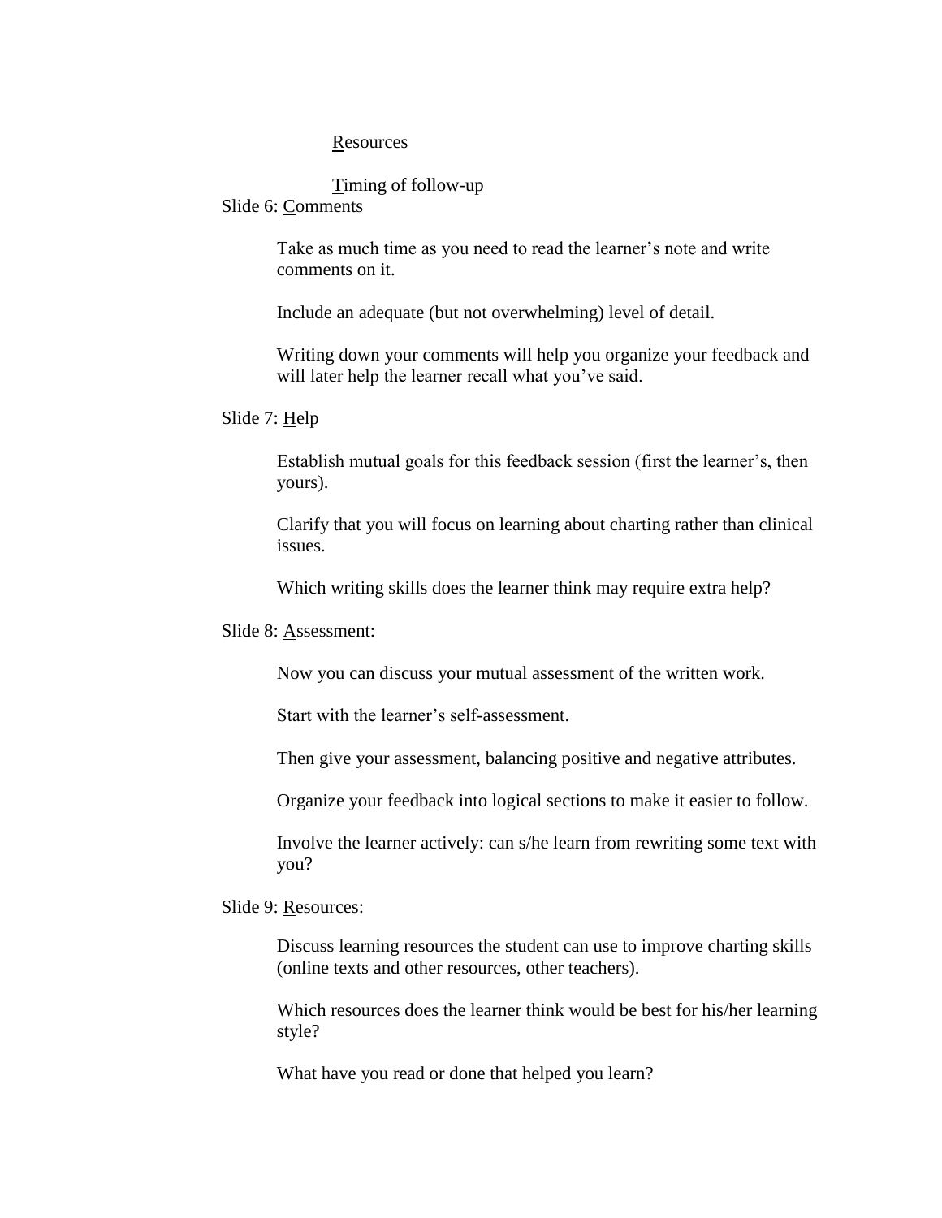Resources

Timing of follow-up

Slide 6: Comments

Take as much time as you need to read the learner's note and write comments on it.

Include an adequate (but not overwhelming) level of detail.

Writing down your comments will help you organize your feedback and will later help the learner recall what you've said.

Slide 7: Help

Establish mutual goals for this feedback session (first the learner's, then yours).

Clarify that you will focus on learning about charting rather than clinical issues.

Which writing skills does the learner think may require extra help?

Slide 8: Assessment:

Now you can discuss your mutual assessment of the written work.

Start with the learner's self-assessment.

Then give your assessment, balancing positive and negative attributes.

Organize your feedback into logical sections to make it easier to follow.

Involve the learner actively: can s/he learn from rewriting some text with you?

Slide 9: Resources:

Discuss learning resources the student can use to improve charting skills (online texts and other resources, other teachers).

Which resources does the learner think would be best for his/her learning style?

What have you read or done that helped you learn?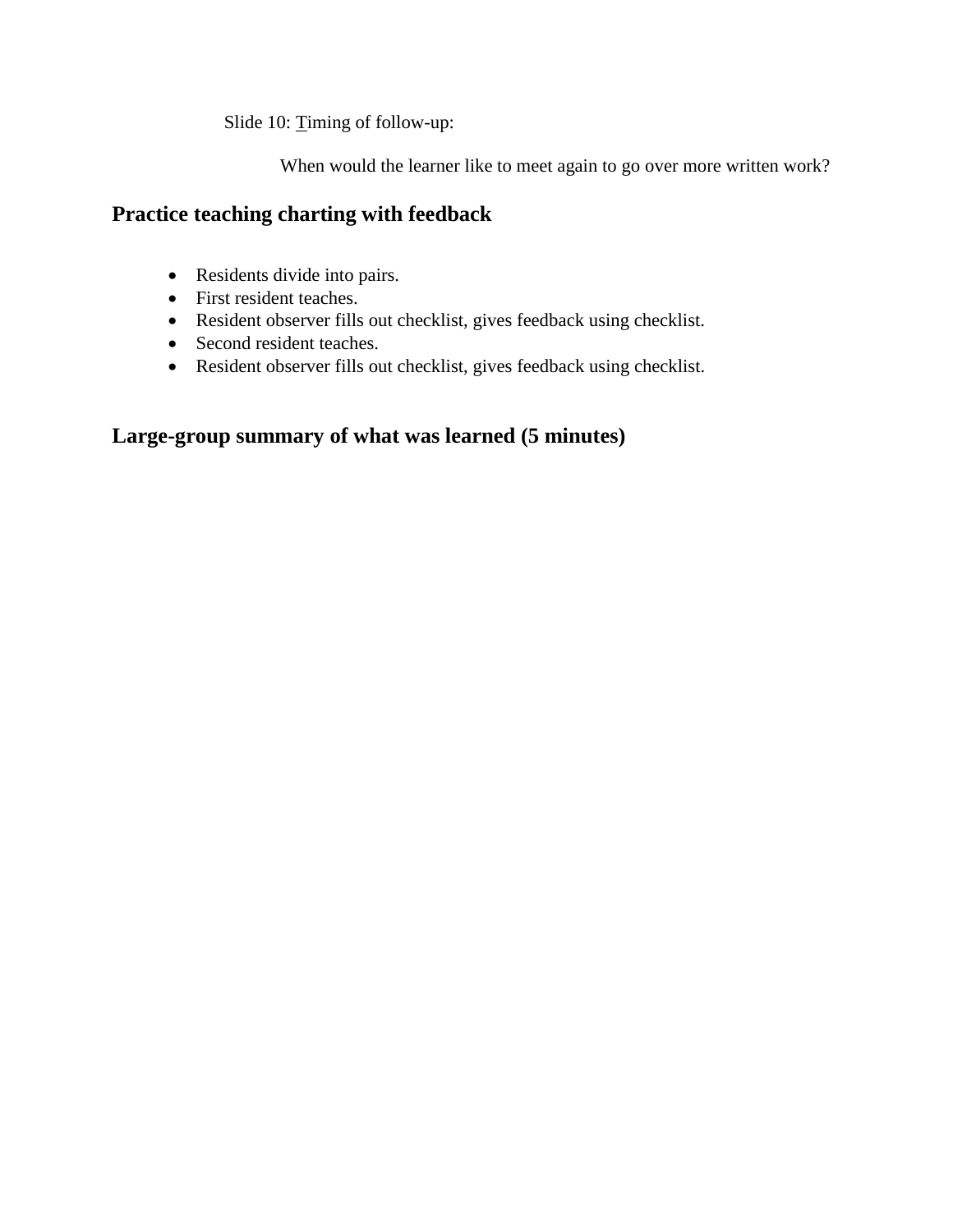Slide 10: <u>T</u>iming of follow-up:

When would the learner like to meet again to go over more written work?

## Practice teaching charting with feedback

- Residents divide into pairs.
- First resident teaches.
- Resident observer fills out checklist, gives feedback using checklist.
- Second resident teaches.
- Resident observer fills out checklist, gives feedback using checklist.

## Large-group summary of what was learned (5 minutes)